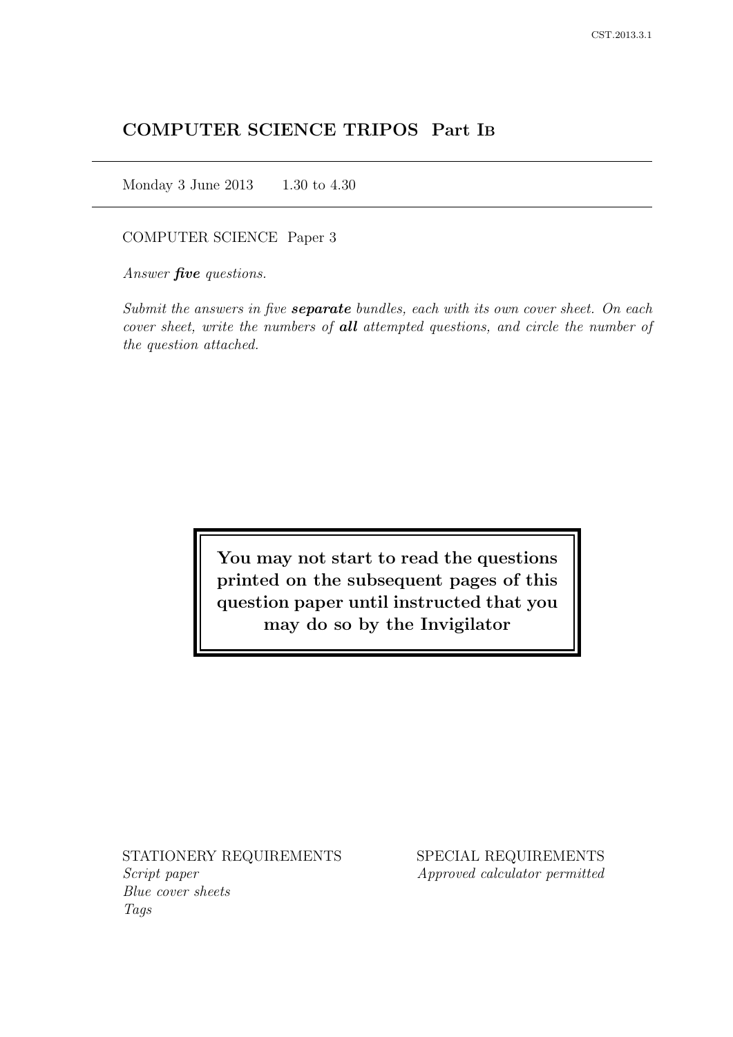# COMPUTER SCIENCE TRIPOS Part IB

Monday 3 June 2013 1.30 to 4.30

COMPUTER SCIENCE Paper 3

*Answer **five** questions.*

*Submit the answers in five **separate** bundles, each with its own cover sheet. On each cover sheet, write the numbers of **all** attempted questions, and circle the number of the question attached.*

**You may not start to read the questions printed on the subsequent pages of this question paper until instructed that you may do so by the Invigilator**

STATIONERY REQUIREMENTS
*Script paper*
*Blue cover sheets*
*Tags*

SPECIAL REQUIREMENTS
*Approved calculator permitted*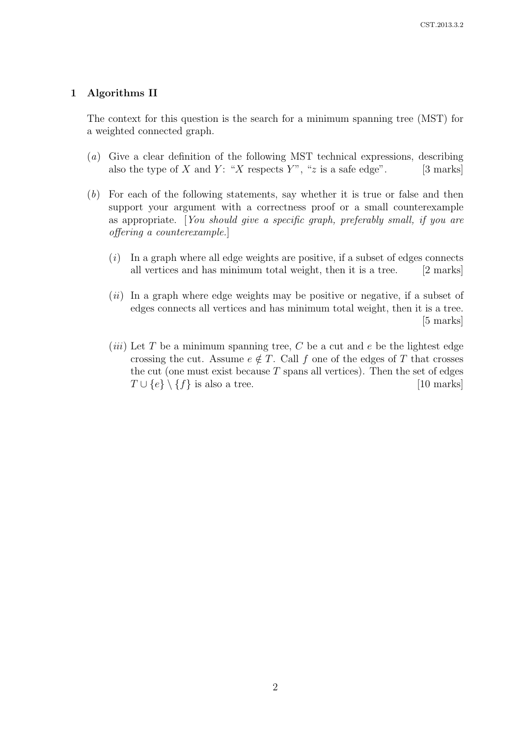## 1 Algorithms II

The context for this question is the search for a minimum spanning tree (MST) for a weighted connected graph.

(*a*) Give a clear definition of the following MST technical expressions, describing also the type of $X$ and $Y$: "$X$ respects $Y$", "$z$ is a safe edge". [3 marks]

(*b*) For each of the following statements, say whether it is true or false and then support your argument with a correctness proof or a small counterexample as appropriate. [*You should give a specific graph, preferably small, if you are offering a counterexample.*]

(*i*) In a graph where all edge weights are positive, if a subset of edges connects all vertices and has minimum total weight, then it is a tree. [2 marks]

(*ii*) In a graph where edge weights may be positive or negative, if a subset of edges connects all vertices and has minimum total weight, then it is a tree. [5 marks]

(*iii*) Let $T$ be a minimum spanning tree, $C$ be a cut and $e$ be the lightest edge crossing the cut. Assume $e \notin T$. Call $f$ one of the edges of $T$ that crosses the cut (one must exist because $T$ spans all vertices). Then the set of edges $T \cup \{e\} \setminus \{f\}$ is also a tree. [10 marks]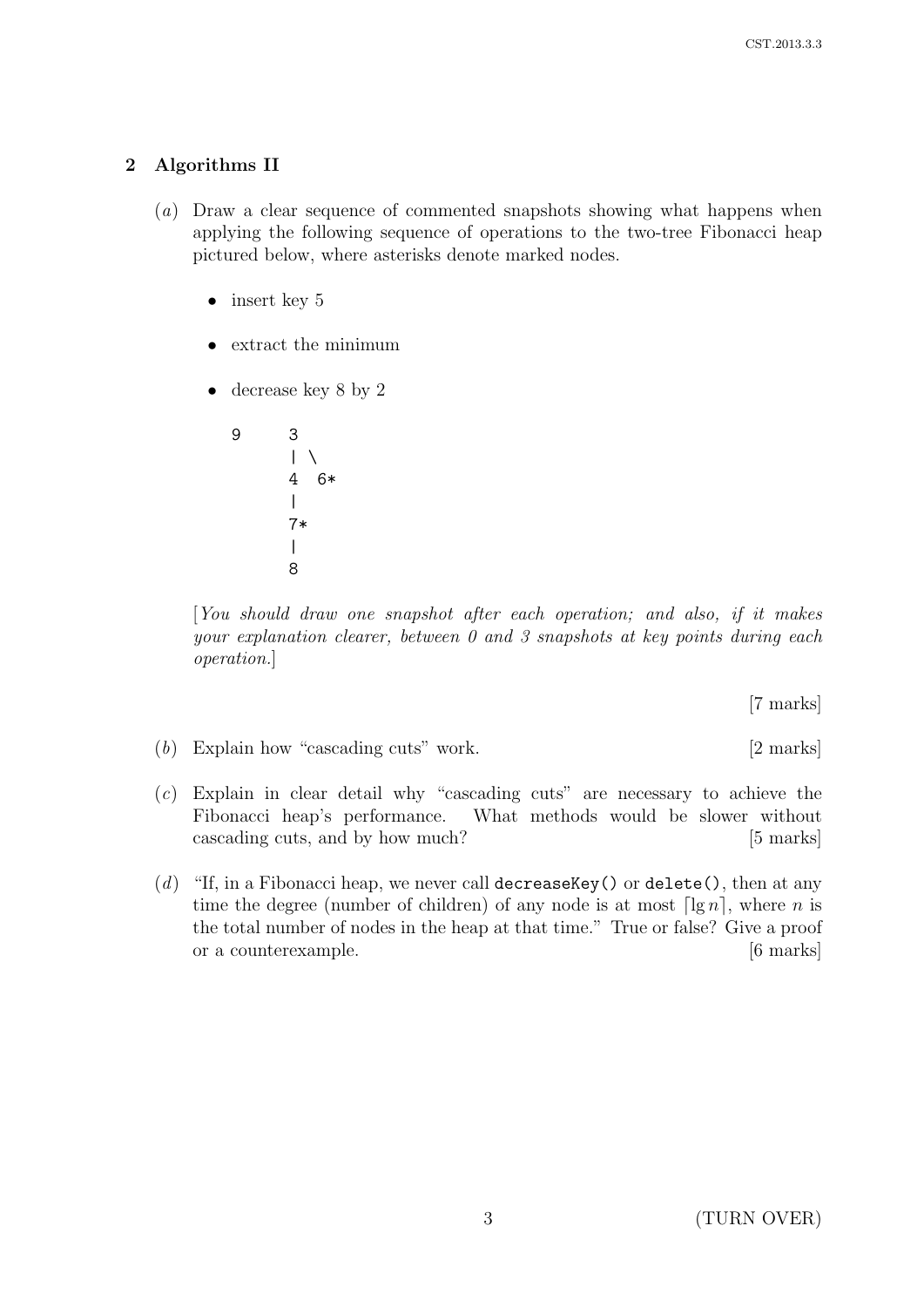## 2 Algorithms II

(*a*) Draw a clear sequence of commented snapshots showing what happens when applying the following sequence of operations to the two-tree Fibonacci heap pictured below, where asterisks denote marked nodes.

- insert key 5
- extract the minimum
- decrease key 8 by 2

```
9      3
       | \
       4  6*
       |
       7*
       |
       8
```

[*You should draw one snapshot after each operation; and also, if it makes your explanation clearer, between 0 and 3 snapshots at key points during each operation.*]

[7 marks]

(*b*) Explain how "cascading cuts" work. [2 marks]

(*c*) Explain in clear detail why "cascading cuts" are necessary to achieve the Fibonacci heap's performance. What methods would be slower without cascading cuts, and by how much? [5 marks]

(*d*) "If, in a Fibonacci heap, we never call `decreaseKey()` or `delete()`, then at any time the degree (number of children) of any node is at most $\lceil \lg n \rceil$, where $n$ is the total number of nodes in the heap at that time." True or false? Give a proof or a counterexample. [6 marks]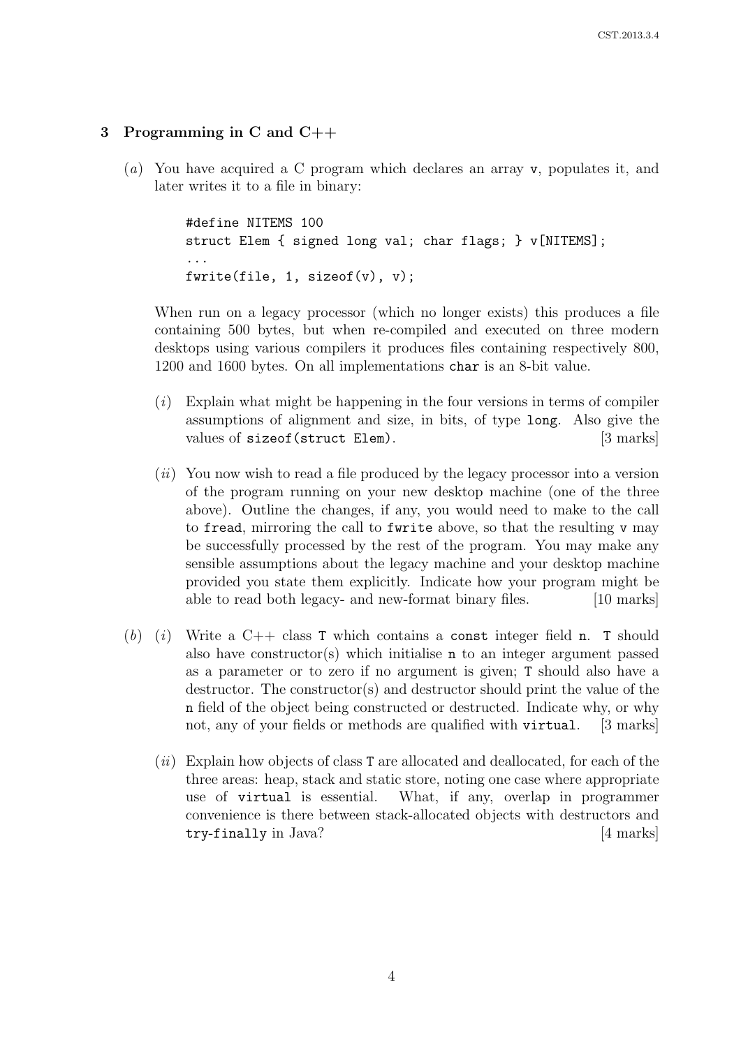## 3 Programming in C and C++

(*a*) You have acquired a C program which declares an array `v`, populates it, and later writes it to a file in binary:

```
#define NITEMS 100
struct Elem { signed long val; char flags; } v[NITEMS];
...
fwrite(file, 1, sizeof(v), v);
```

When run on a legacy processor (which no longer exists) this produces a file containing 500 bytes, but when re-compiled and executed on three modern desktops using various compilers it produces files containing respectively 800, 1200 and 1600 bytes. On all implementations `char` is an 8-bit value.

(*i*) Explain what might be happening in the four versions in terms of compiler assumptions of alignment and size, in bits, of type `long`. Also give the values of `sizeof(struct Elem)`. [3 marks]

(*ii*) You now wish to read a file produced by the legacy processor into a version of the program running on your new desktop machine (one of the three above). Outline the changes, if any, you would need to make to the call to `fread`, mirroring the call to `fwrite` above, so that the resulting `v` may be successfully processed by the rest of the program. You may make any sensible assumptions about the legacy machine and your desktop machine provided you state them explicitly. Indicate how your program might be able to read both legacy- and new-format binary files. [10 marks]

(*b*) (*i*) Write a C++ class `T` which contains a `const` integer field `n`. `T` should also have constructor(s) which initialise `n` to an integer argument passed as a parameter or to zero if no argument is given; `T` should also have a destructor. The constructor(s) and destructor should print the value of the `n` field of the object being constructed or destructed. Indicate why, or why not, any of your fields or methods are qualified with `virtual`. [3 marks]

(*ii*) Explain how objects of class `T` are allocated and deallocated, for each of the three areas: heap, stack and static store, noting one case where appropriate use of `virtual` is essential. What, if any, overlap in programmer convenience is there between stack-allocated objects with destructors and `try`-`finally` in Java? [4 marks]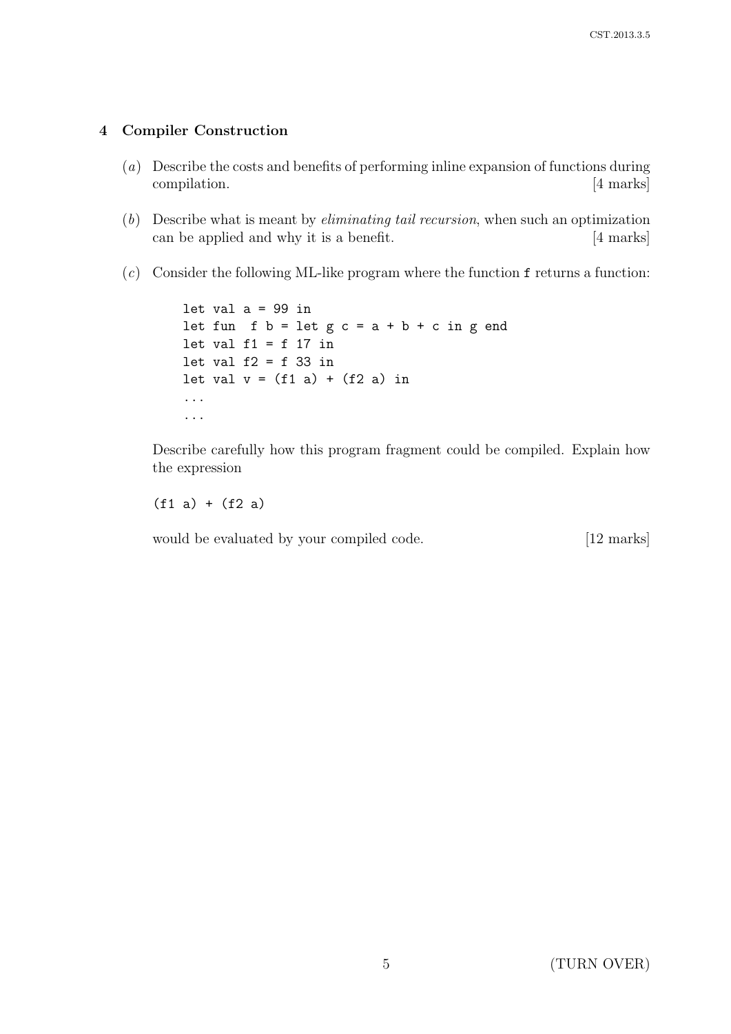## 4 Compiler Construction

(*a*) Describe the costs and benefits of performing inline expansion of functions during compilation. [4 marks]

(*b*) Describe what is meant by *eliminating tail recursion*, when such an optimization can be applied and why it is a benefit. [4 marks]

(*c*) Consider the following ML-like program where the function `f` returns a function:

```
let val a = 99 in
let fun  f b = let g c = a + b + c in g end
let val f1 = f 17 in
let val f2 = f 33 in
let val v = (f1 a) + (f2 a) in
...
...
```

Describe carefully how this program fragment could be compiled. Explain how the expression

```
(f1 a) + (f2 a)
```

would be evaluated by your compiled code. [12 marks]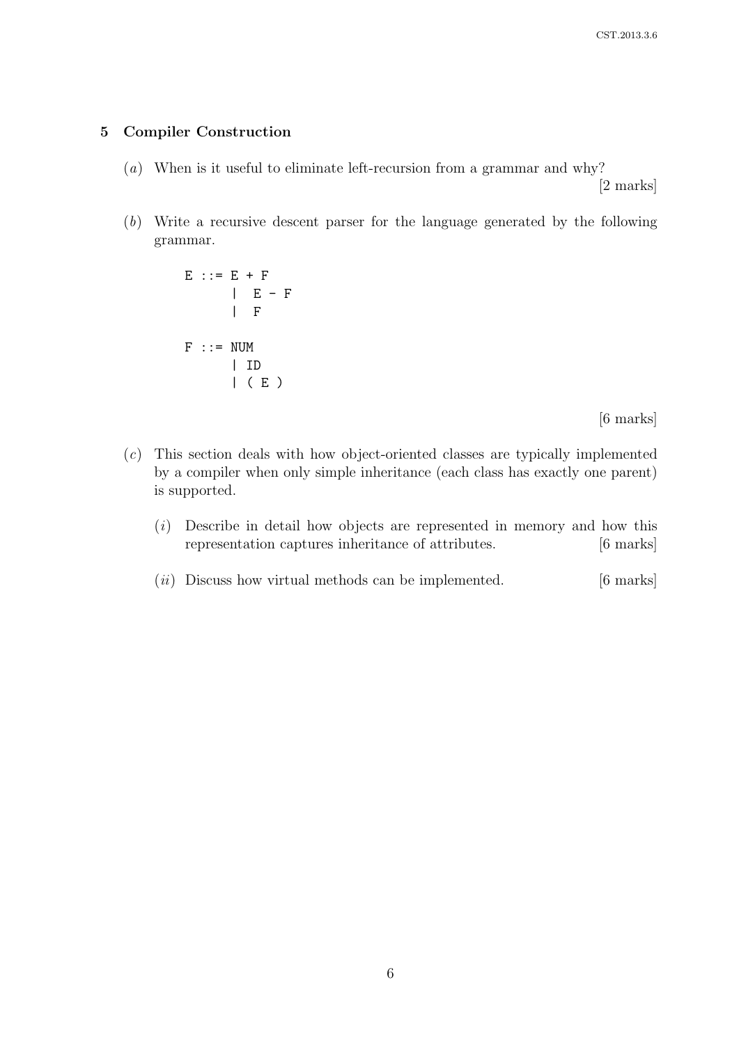## 5 Compiler Construction

(*a*) When is it useful to eliminate left-recursion from a grammar and why? [2 marks]

(*b*) Write a recursive descent parser for the language generated by the following grammar.

```
E ::= E + F
    |  E - F
    |  F

F ::= NUM
    | ID
    | ( E )
```

[6 marks]

(*c*) This section deals with how object-oriented classes are typically implemented by a compiler when only simple inheritance (each class has exactly one parent) is supported.

(*i*) Describe in detail how objects are represented in memory and how this representation captures inheritance of attributes. [6 marks]

(*ii*) Discuss how virtual methods can be implemented. [6 marks]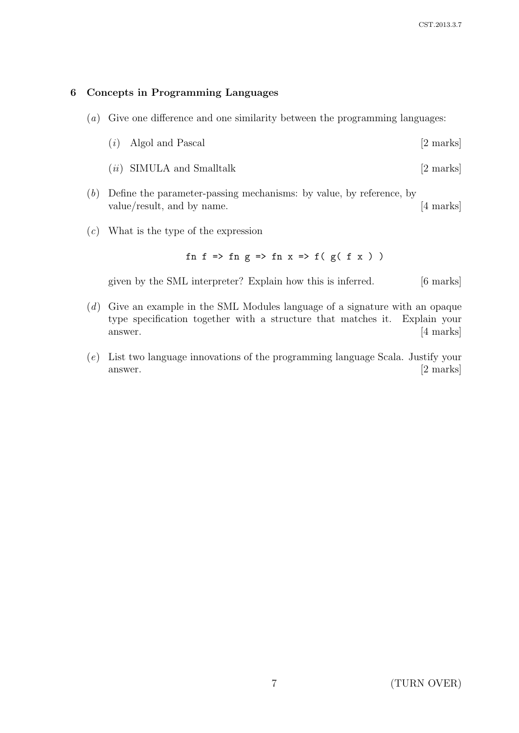## 6 Concepts in Programming Languages

(*a*) Give one difference and one similarity between the programming languages:

(*i*) Algol and Pascal [2 marks]

(*ii*) SIMULA and Smalltalk [2 marks]

(*b*) Define the parameter-passing mechanisms: by value, by reference, by value/result, and by name. [4 marks]

(*c*) What is the type of the expression

```
fn f => fn g => fn x => f( g( f x ) )
```

given by the SML interpreter? Explain how this is inferred. [6 marks]

(*d*) Give an example in the SML Modules language of a signature with an opaque type specification together with a structure that matches it. Explain your answer. [4 marks]

(*e*) List two language innovations of the programming language Scala. Justify your answer. [2 marks]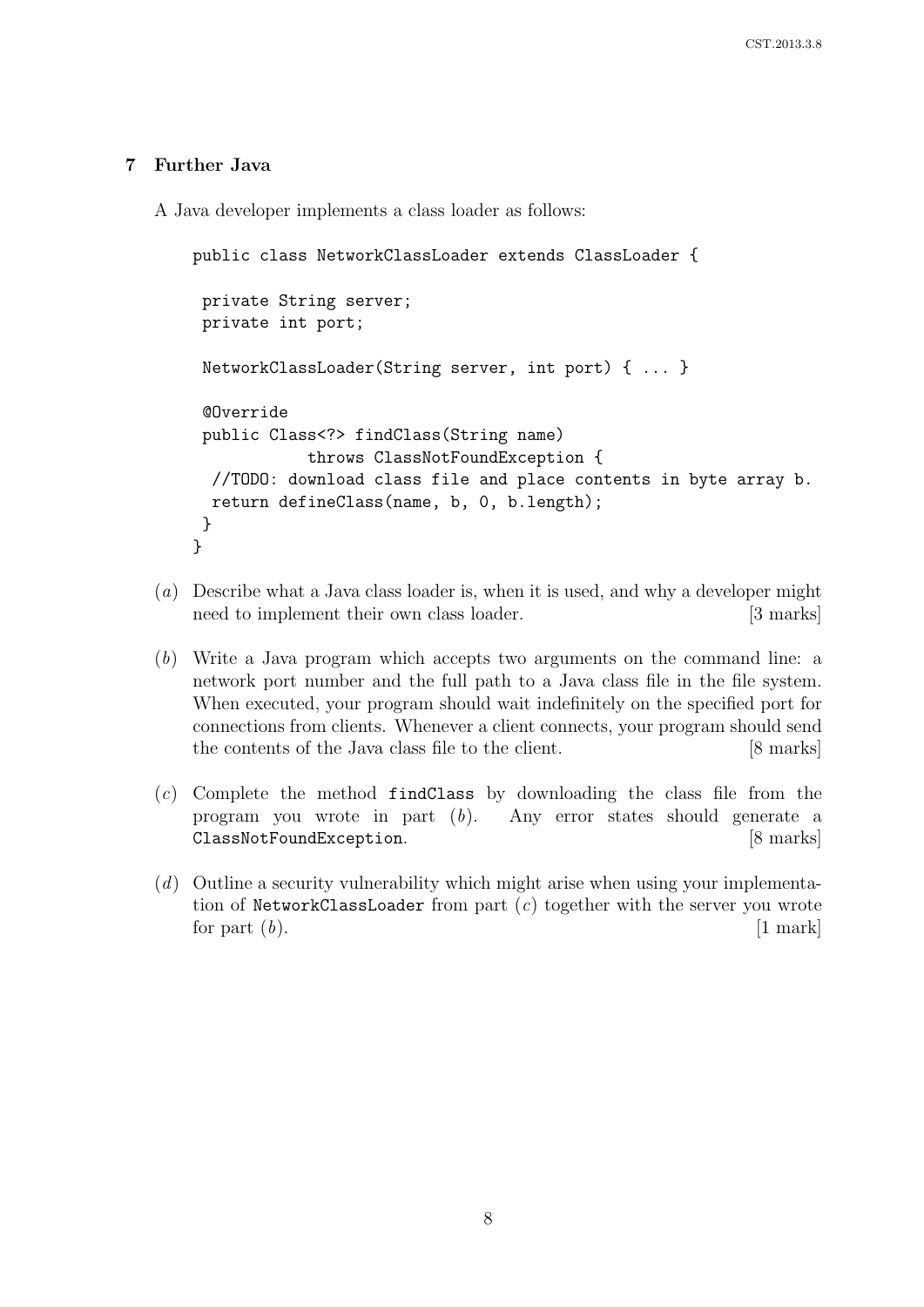## 7 Further Java

A Java developer implements a class loader as follows:

```
public class NetworkClassLoader extends ClassLoader {

 private String server;
 private int port;

 NetworkClassLoader(String server, int port) { ... }

 @Override
 public Class<?> findClass(String name)
           throws ClassNotFoundException {
  //TODO: download class file and place contents in byte array b.
  return defineClass(name, b, 0, b.length);
 }
}
```

(*a*) Describe what a Java class loader is, when it is used, and why a developer might need to implement their own class loader. [3 marks]

(*b*) Write a Java program which accepts two arguments on the command line: a network port number and the full path to a Java class file in the file system. When executed, your program should wait indefinitely on the specified port for connections from clients. Whenever a client connects, your program should send the contents of the Java class file to the client. [8 marks]

(*c*) Complete the method `findClass` by downloading the class file from the program you wrote in part (*b*). Any error states should generate a `ClassNotFoundException`. [8 marks]

(*d*) Outline a security vulnerability which might arise when using your implementation of `NetworkClassLoader` from part (*c*) together with the server you wrote for part (*b*). [1 mark]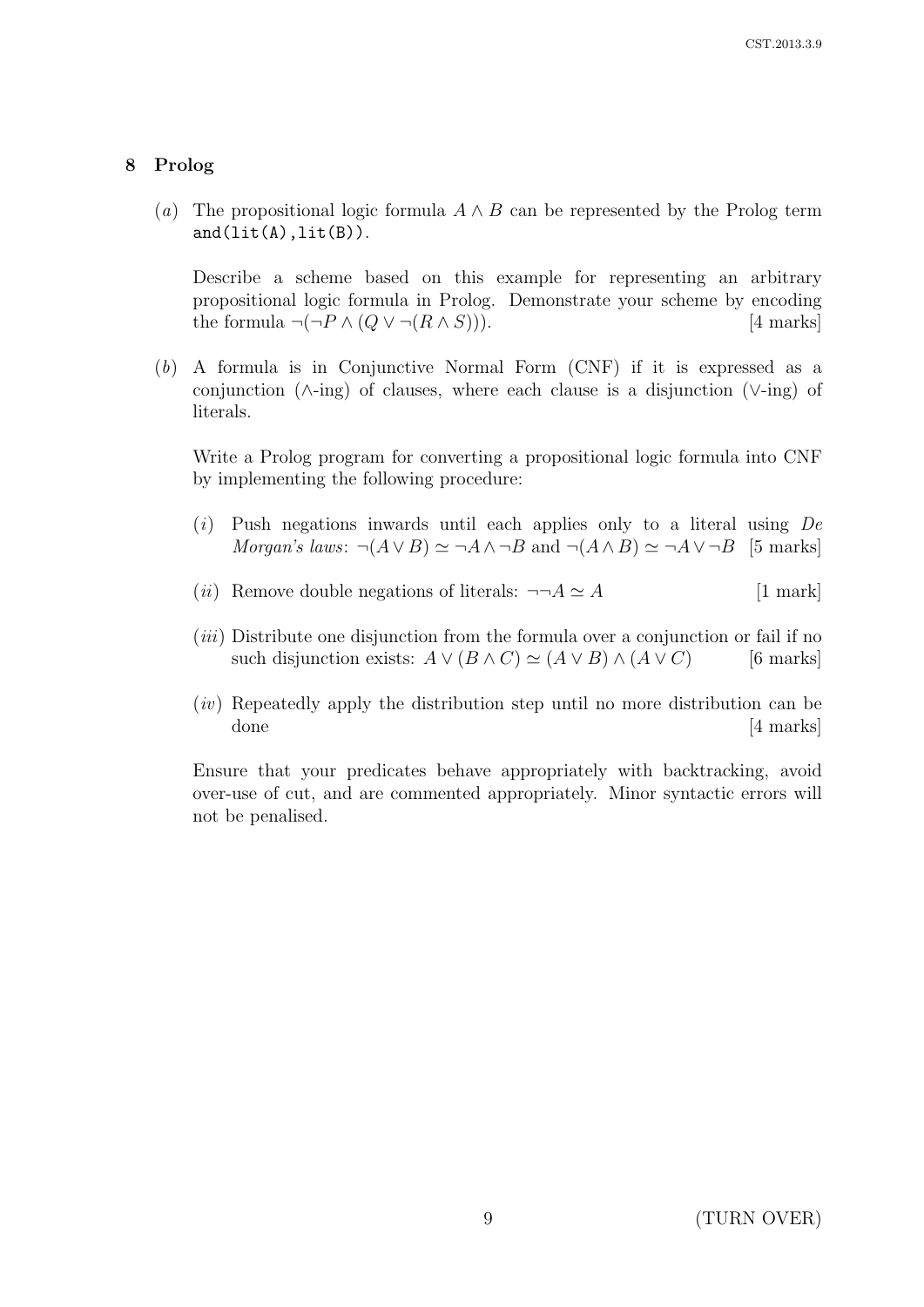## 8 Prolog

(*a*) The propositional logic formula $A \wedge B$ can be represented by the Prolog term `and(lit(A),lit(B))`.

Describe a scheme based on this example for representing an arbitrary propositional logic formula in Prolog. Demonstrate your scheme by encoding the formula $\neg(\neg P \wedge (Q \vee \neg(R \wedge S)))$. [4 marks]

(*b*) A formula is in Conjunctive Normal Form (CNF) if it is expressed as a conjunction ($\wedge$-ing) of clauses, where each clause is a disjunction ($\vee$-ing) of literals.

Write a Prolog program for converting a propositional logic formula into CNF by implementing the following procedure:

(*i*) Push negations inwards until each applies only to a literal using *De Morgan's laws*: $\neg(A \vee B) \simeq \neg A \wedge \neg B$ and $\neg(A \wedge B) \simeq \neg A \vee \neg B$ [5 marks]

(*ii*) Remove double negations of literals: $\neg\neg A \simeq A$ [1 mark]

(*iii*) Distribute one disjunction from the formula over a conjunction or fail if no such disjunction exists: $A \vee (B \wedge C) \simeq (A \vee B) \wedge (A \vee C)$ [6 marks]

(*iv*) Repeatedly apply the distribution step until no more distribution can be done [4 marks]

Ensure that your predicates behave appropriately with backtracking, avoid over-use of cut, and are commented appropriately. Minor syntactic errors will not be penalised.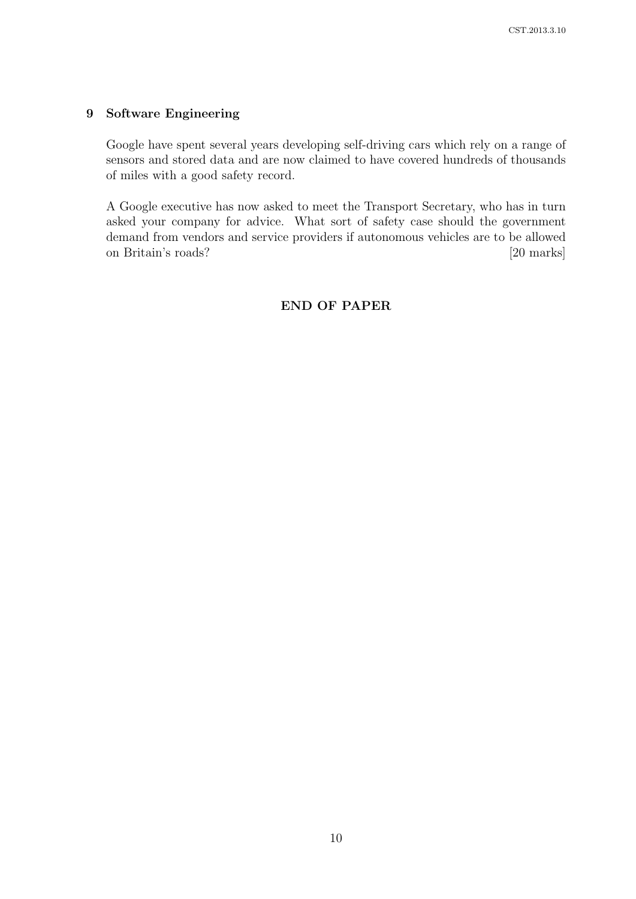## 9 Software Engineering

Google have spent several years developing self-driving cars which rely on a range of sensors and stored data and are now claimed to have covered hundreds of thousands of miles with a good safety record.

A Google executive has now asked to meet the Transport Secretary, who has in turn asked your company for advice. What sort of safety case should the government demand from vendors and service providers if autonomous vehicles are to be allowed on Britain's roads? [20 marks]

**END OF PAPER**